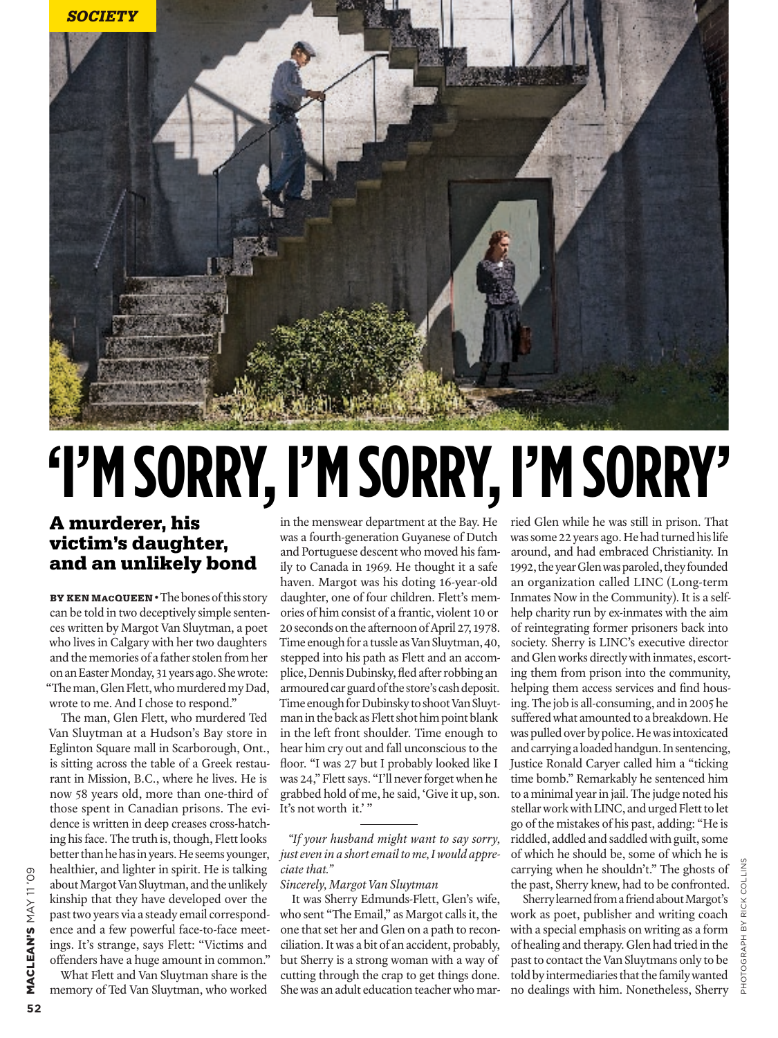SOCIETY

# 'I'M SORRY, I'M SORRY, I'M SORRY'

## A murderer, his victim's daughter, and an unlikely bond

**BY KEN MACQUEEN** • The bones of this story can be told in two deceptively simple sentences written by Margot Van Sluytman, a poet who lives in Calgary with her two daughters and the memories of a father stolen from her on an Easter Monday, 31 years ago. She wrote: "The man, Glen Flett, who murdered my Dad, wrote to me. And I chose to respond."

The man, Glen Flett, who murdered Ted Van Sluytman at a Hudson's Bay store in Eglinton Square mall in Scarborough, Ont., is sitting across the table of a Greek restaurant in Mission, B.C., where he lives. He is now 58 years old, more than one-third of those spent in Canadian prisons. The evidence is written in deep creases cross-hatching his face. The truth is, though, Flett looks better than he has in years. He seems younger, healthier, and lighter in spirit. He is talking about Margot Van Sluytman, and the unlikely kinship that they have developed over the past two years via a steady email correspondence and a few powerful face-to-face meetings. It's strange, says Flett: "Victims and offenders have a huge amount in common."

What Flett and Van Sluytman share is the memory of Ted Van Sluytman, who worked in the menswear department at the Bay. He was a fourth-generation Guyanese of Dutch and Portuguese descent who moved his family to Canada in 1969. He thought it a safe haven. Margot was his doting 16-year-old daughter, one of four children. Flett's memories of him consist of a frantic, violent 10 or 20 seconds on the afternoon of April 27, 1978. Time enough for a tussle as Van Sluytman, 40, stepped into his path as Flett and an accomplice, Dennis Dubinsky, fled after robbing an armoured car guard of the store's cash deposit. Time enough for Dubinsky to shoot Van Sluytman in the back as Flett shot him point blank in the left front shoulder. Time enough to hear him cry out and fall unconscious to the floor. "I was 27 but I probably looked like I was 24," Flett says. "I'll never forget when he grabbed hold of me, he said, 'Give it up, son. It's not worth it.' "

---

*"If your husband might want to say sorry, just even in a short email to me, I would appreciate that."*

*Sincerely, Margot Van Sluytman*

It was Sherry Edmunds-Flett, Glen's wife, who sent "The Email," as Margot calls it, the one that set her and Glen on a path to reconciliation. It was a bit of an accident, probably, but Sherry is a strong woman with a way of cutting through the crap to get things done. She was an adult education teacher who married Glen while he was still in prison. That was some 22 years ago. He had turned his life around, and had embraced Christianity. In 1992, the year Glen was paroled, they founded an organization called LINC (Long-term Inmates Now in the Community). It is a self-help charity run by ex-inmates with the aim of reintegrating former prisoners back into society. Sherry is LINC's executive director and Glen works directly with inmates, escorting them from prison into the community, helping them access services and find housing. The job is all-consuming, and in 2005 he suffered what amounted to a breakdown. He was pulled over by police. He was intoxicated and carrying a loaded handgun. In sentencing, Justice Ronald Caryer called him a "ticking time bomb." Remarkably he sentenced him to a minimal year in jail. The judge noted his stellar work with LINC, and urged Flett to let go of the mistakes of his past, adding: "He is riddled, addled and saddled with guilt, some of which he should be, some of which he is carrying when he shouldn't." The ghosts of the past, Sherry knew, had to be confronted.

Sherry learned from a friend about Margot's work as poet, publisher and writing coach with a special emphasis on writing as a form of healing and therapy. Glen had tried in the past to contact the Van Sluytmans only to be told by intermediaries that the family wanted no dealings with him. Nonetheless, Sherry

PHOTOGRAPH BY RICK COLLINS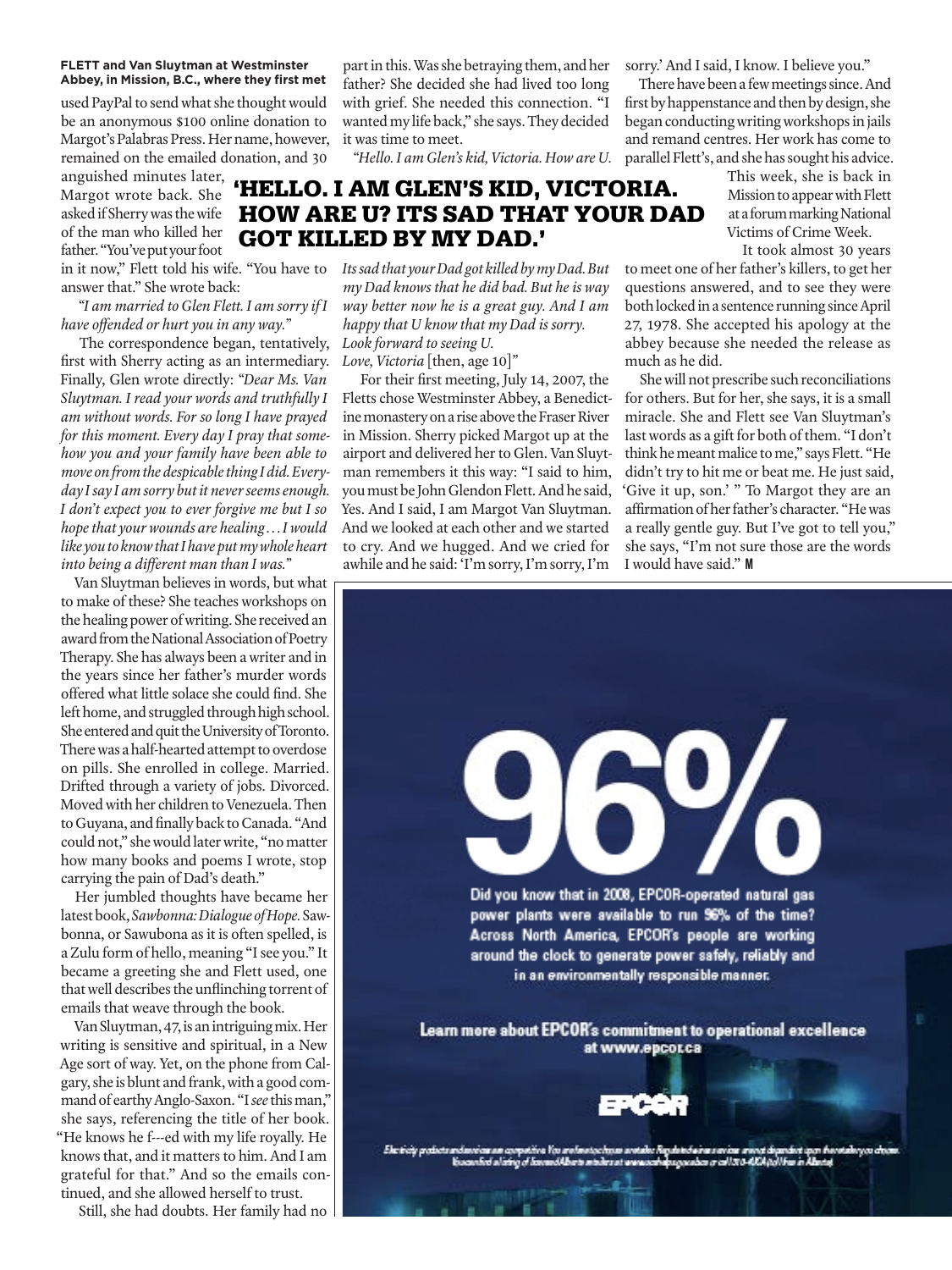**FLETT and Van Sluytman at Westminster Abbey, in Mission, B.C., where they first met**

used PayPal to send what she thought would be an anonymous $100 online donation to Margot's Palabras Press. Her name, however, remained on the emailed donation, and 30 anguished minutes later, Margot wrote back. She asked if Sherry was the wife of the man who killed her father. "You've put your foot in it now," Flett told his wife. "You have to answer that." She wrote back:

*"I am married to Glen Flett. I am sorry if I have offended or hurt you in any way."*

The correspondence began, tentatively, first with Sherry acting as an intermediary. Finally, Glen wrote directly: *"Dear Ms. Van Sluytman. I read your words and truthfully I am without words. For so long I have prayed for this moment. Every day I pray that somehow you and your family have been able to move on from the despicable thing I did. Everyday I say I am sorry but it never seems enough. I don't expect you to ever forgive me but I so hope that your wounds are healing…I would like you to know that I have put my whole heart into being a different man than I was."*

Van Sluytman believes in words, but what to make of these? She teaches workshops on the healing power of writing. She received an award from the National Association of Poetry Therapy. She has always been a writer and in the years since her father's murder words offered what little solace she could find. She left home, and struggled through high school. She entered and quit the University of Toronto. There was a half-hearted attempt to overdose on pills. She enrolled in college. Married. Drifted through a variety of jobs. Divorced. Moved with her children to Venezuela. Then to Guyana, and finally back to Canada. "And could not," she would later write, "no matter how many books and poems I wrote, stop carrying the pain of Dad's death."

Her jumbled thoughts have became her latest book, *Sawbonna: Dialogue of Hope.* Sawbonna, or Sawubona as it is often spelled, is a Zulu form of hello, meaning "I see you." It became a greeting she and Flett used, one that well describes the unflinching torrent of emails that weave through the book.

Van Sluytman, 47, is an intriguing mix. Her writing is sensitive and spiritual, in a New Age sort of way. Yet, on the phone from Calgary, she is blunt and frank, with a good command of earthy Anglo-Saxon. "I *see* this man," she says, referencing the title of her book. "He knows he f---ed with my life royally. He knows that, and it matters to him. And I am grateful for that." And so the emails continued, and she allowed herself to trust.

Still, she had doubts. Her family had no part in this. Was she betraying them, and her father? She decided she had lived too long with grief. She needed this connection. "I wanted my life back," she says. They decided it was time to meet.

## 'HELLO. I AM GLEN'S KID, VICTORIA. HOW ARE U? ITS SAD THAT YOUR DAD GOT KILLED BY MY DAD.'

*"Hello. I am Glen's kid, Victoria. How are U. Its sad that your Dad got killed by my Dad. But my Dad knows that he did bad. But he is way way better now he is a great guy. And I am happy that U know that my Dad is sorry. Look forward to seeing U.*
*Love, Victoria* [then, age 10]"

For their first meeting, July 14, 2007, the Fletts chose Westminster Abbey, a Benedictine monastery on a rise above the Fraser River in Mission. Sherry picked Margot up at the airport and delivered her to Glen. Van Sluytman remembers it this way: "I said to him, you must be John Glendon Flett. And he said, Yes. And I said, I am Margot Van Sluytman. And we looked at each other and we started to cry. And we hugged. And we cried for awhile and he said: 'I'm sorry, I'm sorry, I'm sorry.' And I said, I know. I believe you."

There have been a few meetings since. And first by happenstance and then by design, she began conducting writing workshops in jails and remand centres. Her work has come to parallel Flett's, and she has sought his advice. This week, she is back in Mission to appear with Flett at a forum marking National Victims of Crime Week.

It took almost 30 years to meet one of her father's killers, to get her questions answered, and to see they were both locked in a sentence running since April 27, 1978. She accepted his apology at the abbey because she needed the release as much as he did.

She will not prescribe such reconciliations for others. But for her, she says, it is a small miracle. She and Flett see Van Sluytman's last words as a gift for both of them. "I don't think he meant malice to me," says Flett. "He didn't try to hit me or beat me. He just said, 'Give it up, son.' " To Margot they are an affirmation of her father's character. "He was a really gentle guy. But I've got to tell you," she says, "I'm not sure those are the words I would have said." **M**

---

96%

Did you know that in 2008, EPCOR-operated natural gas power plants were available to run 96% of the time? Across North America, EPCOR's people are working around the clock to generate power safely, reliably and in an environmentally responsible manner.

Learn more about EPCOR's commitment to operational excellence at www.epcor.ca

EPCOR